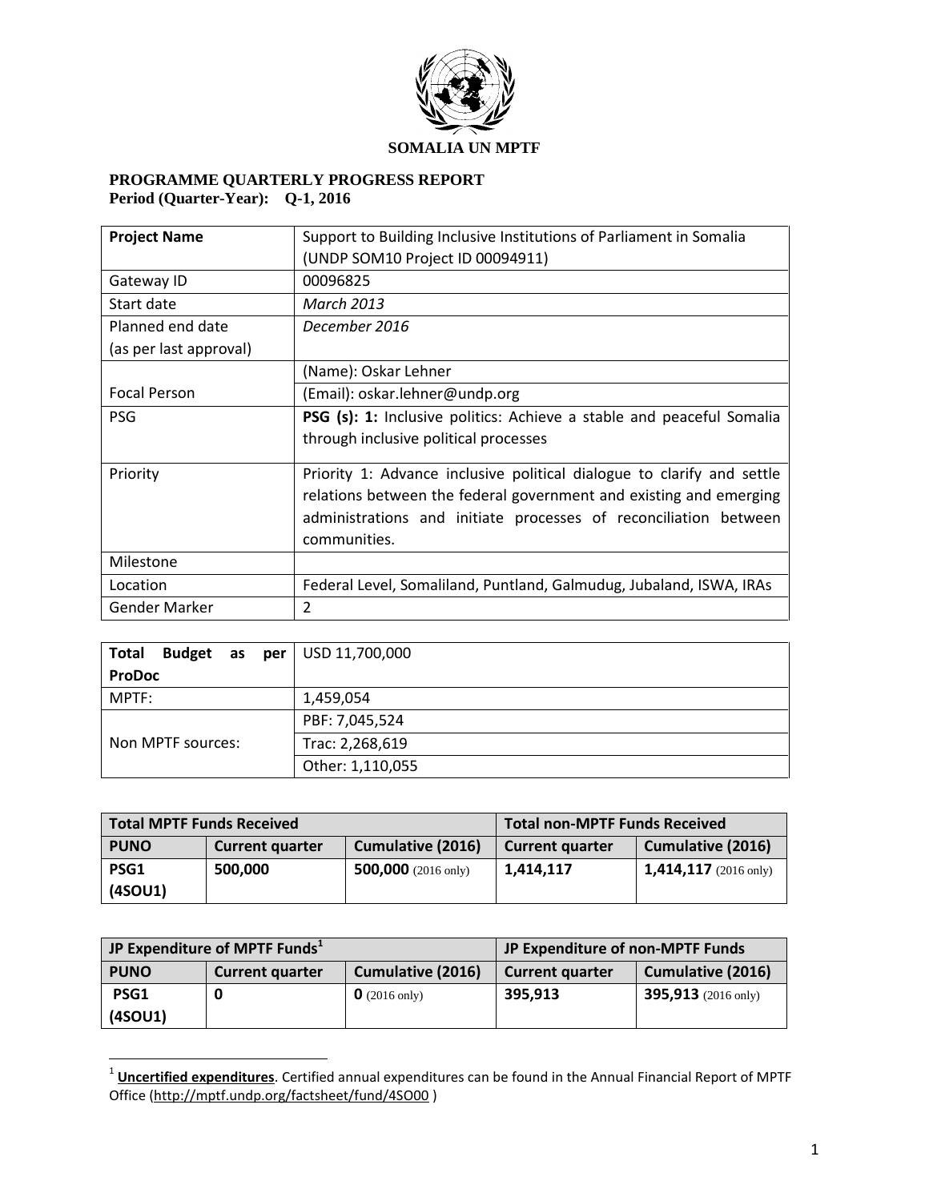**SOMALIA UN MPTF**

**PROGRAMME QUARTERLY PROGRESS REPORT**
**Period (Quarter-Year): Q-1, 2016**

| **Project Name** | Support to Building Inclusive Institutions of Parliament in Somalia (UNDP SOM10 Project ID 00094911) |
|---|---|
| Gateway ID | 00096825 |
| Start date | *March 2013* |
| Planned end date (as per last approval) | *December 2016* |
| Focal Person | (Name): Oskar Lehner |
| | (Email): oskar.lehner@undp.org |
| PSG | **PSG (s): 1:** Inclusive politics: Achieve a stable and peaceful Somalia through inclusive political processes |
| Priority | Priority 1: Advance inclusive political dialogue to clarify and settle relations between the federal government and existing and emerging administrations and initiate processes of reconciliation between communities. |
| Milestone | |
| Location | Federal Level, Somaliland, Puntland, Galmudug, Jubaland, ISWA, IRAs |
| Gender Marker | 2 |

| **Total Budget as per ProDoc** | USD 11,700,000 |
|---|---|
| MPTF: | 1,459,054 |
| Non MPTF sources: | PBF: 7,045,524 |
| | Trac: 2,268,619 |
| | Other: 1,110,055 |

| **Total MPTF Funds Received** | | | **Total non-MPTF Funds Received** | |
|---|---|---|---|---|
| **PUNO** | **Current quarter** | **Cumulative (2016)** | **Current quarter** | **Cumulative (2016)** |
| **PSG1 (4SOU1)** | **500,000** | **500,000** (2016 only) | **1,414,117** | **1,414,117** (2016 only) |

| **JP Expenditure of MPTF Funds[1]** | | | **JP Expenditure of non-MPTF Funds** | |
|---|---|---|---|---|
| **PUNO** | **Current quarter** | **Cumulative (2016)** | **Current quarter** | **Cumulative (2016)** |
| **PSG1 (4SOU1)** | **0** | **0** (2016 only) | **395,913** | **395,913** (2016 only) |

[1] **Uncertified expenditures**. Certified annual expenditures can be found in the Annual Financial Report of MPTF Office (http://mptf.undp.org/factsheet/fund/4SO00 )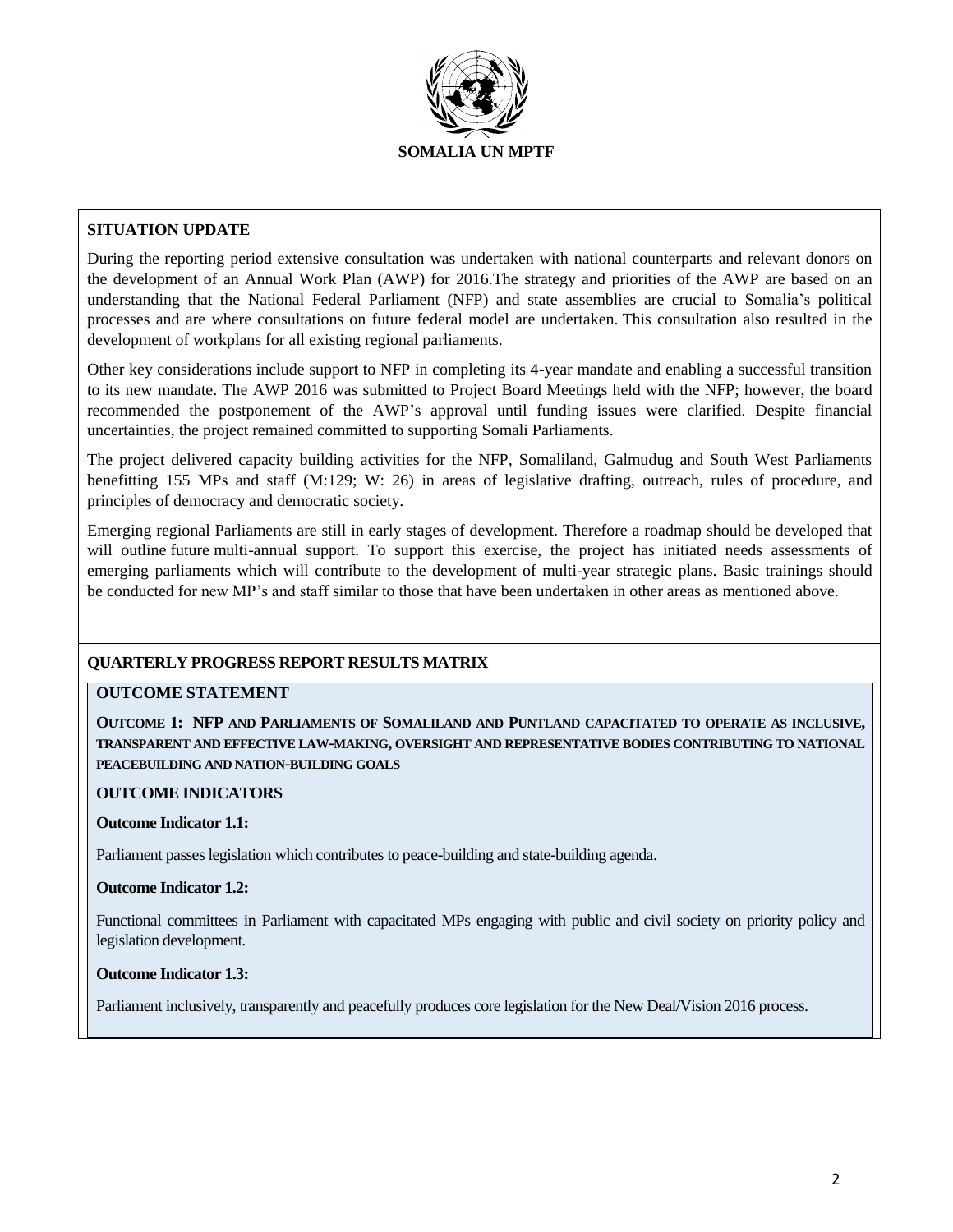**SOMALIA UN MPTF**

## SITUATION UPDATE

During the reporting period extensive consultation was undertaken with national counterparts and relevant donors on the development of an Annual Work Plan (AWP) for 2016.The strategy and priorities of the AWP are based on an understanding that the National Federal Parliament (NFP) and state assemblies are crucial to Somalia's political processes and are where consultations on future federal model are undertaken. This consultation also resulted in the development of workplans for all existing regional parliaments.

Other key considerations include support to NFP in completing its 4-year mandate and enabling a successful transition to its new mandate. The AWP 2016 was submitted to Project Board Meetings held with the NFP; however, the board recommended the postponement of the AWP's approval until funding issues were clarified. Despite financial uncertainties, the project remained committed to supporting Somali Parliaments.

The project delivered capacity building activities for the NFP, Somaliland, Galmudug and South West Parliaments benefitting 155 MPs and staff (M:129; W: 26) in areas of legislative drafting, outreach, rules of procedure, and principles of democracy and democratic society.

Emerging regional Parliaments are still in early stages of development. Therefore a roadmap should be developed that will outline future multi-annual support. To support this exercise, the project has initiated needs assessments of emerging parliaments which will contribute to the development of multi-year strategic plans. Basic trainings should be conducted for new MP's and staff similar to those that have been undertaken in other areas as mentioned above.

## QUARTERLY PROGRESS REPORT RESULTS MATRIX

### OUTCOME STATEMENT

**OUTCOME 1: NFP AND PARLIAMENTS OF SOMALILAND AND PUNTLAND CAPACITATED TO OPERATE AS INCLUSIVE, TRANSPARENT AND EFFECTIVE LAW-MAKING, OVERSIGHT AND REPRESENTATIVE BODIES CONTRIBUTING TO NATIONAL PEACEBUILDING AND NATION-BUILDING GOALS**

### OUTCOME INDICATORS

**Outcome Indicator 1.1:**

Parliament passes legislation which contributes to peace-building and state-building agenda.

**Outcome Indicator 1.2:**

Functional committees in Parliament with capacitated MPs engaging with public and civil society on priority policy and legislation development.

**Outcome Indicator 1.3:**

Parliament inclusively, transparently and peacefully produces core legislation for the New Deal/Vision 2016 process.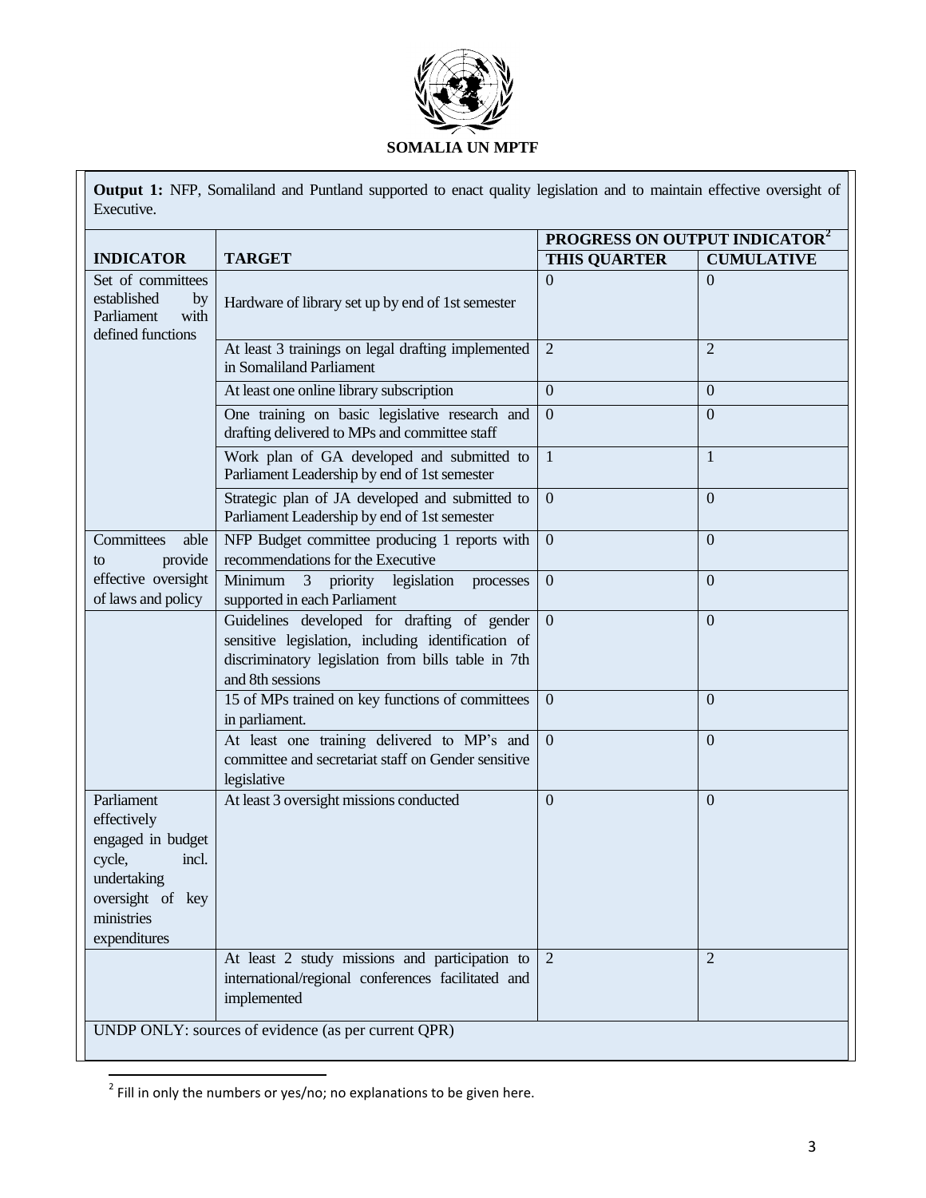**SOMALIA UN MPTF**

**Output 1:** NFP, Somaliland and Puntland supported to enact quality legislation and to maintain effective oversight of Executive.

| INDICATOR | TARGET | PROGRESS ON OUTPUT INDICATOR[2] | |
|---|---|---|---|
| | | THIS QUARTER | CUMULATIVE |
| Set of committees established by Parliament with defined functions | Hardware of library set up by end of 1st semester | 0 | 0 |
| | At least 3 trainings on legal drafting implemented in Somaliland Parliament | 2 | 2 |
| | At least one online library subscription | 0 | 0 |
| | One training on basic legislative research and drafting delivered to MPs and committee staff | 0 | 0 |
| | Work plan of GA developed and submitted to Parliament Leadership by end of 1st semester | 1 | 1 |
| | Strategic plan of JA developed and submitted to Parliament Leadership by end of 1st semester | 0 | 0 |
| Committees able to provide effective oversight of laws and policy | NFP Budget committee producing 1 reports with recommendations for the Executive | 0 | 0 |
| | Minimum 3 priority legislation processes supported in each Parliament | 0 | 0 |
| | Guidelines developed for drafting of gender sensitive legislation, including identification of discriminatory legislation from bills table in 7th and 8th sessions | 0 | 0 |
| | 15 of MPs trained on key functions of committees in parliament. | 0 | 0 |
| | At least one training delivered to MP's and committee and secretariat staff on Gender sensitive legislative | 0 | 0 |
| Parliament effectively engaged in budget cycle, incl. undertaking oversight of key ministries expenditures | At least 3 oversight missions conducted | 0 | 0 |
| | At least 2 study missions and participation to international/regional conferences facilitated and implemented | 2 | 2 |
| UNDP ONLY: sources of evidence (as per current QPR) | | | |

[2] Fill in only the numbers or yes/no; no explanations to be given here.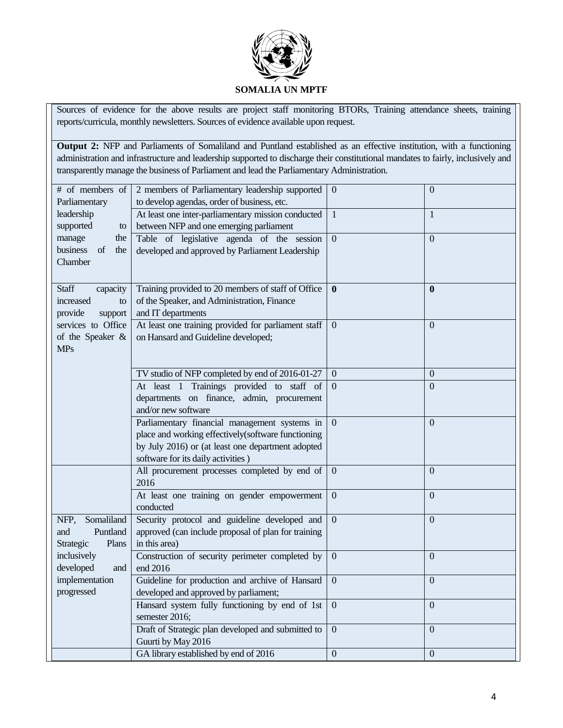Sources of evidence for the above results are project staff monitoring BTORs, Training attendance sheets, training reports/curricula, monthly newsletters. Sources of evidence available upon request.

**Output 2:** NFP and Parliaments of Somaliland and Puntland established as an effective institution, with a functioning administration and infrastructure and leadership supported to discharge their constitutional mandates to fairly, inclusively and transparently manage the business of Parliament and lead the Parliamentary Administration.

| | | | |
|---|---|---|---|
| # of members of Parliamentary leadership supported to manage the business of the Chamber | 2 members of Parliamentary leadership supported to develop agendas, order of business, etc. | 0 | 0 |
| | At least one inter-parliamentary mission conducted between NFP and one emerging parliament | 1 | 1 |
| | Table of legislative agenda of the session developed and approved by Parliament Leadership | 0 | 0 |
| Staff capacity increased to provide support services to Office of the Speaker & MPs | Training provided to 20 members of staff of Office of the Speaker, and Administration, Finance and IT departments | **0** | **0** |
| | At least one training provided for parliament staff on Hansard and Guideline developed; | 0 | 0 |
| | TV studio of NFP completed by end of 2016-01-27 | 0 | 0 |
| | At least 1 Trainings provided to staff of departments on finance, admin, procurement and/or new software | 0 | 0 |
| | Parliamentary financial management systems in place and working effectively(software functioning by July 2016) or (at least one department adopted software for its daily activities ) | 0 | 0 |
| | All procurement processes completed by end of 2016 | 0 | 0 |
| | At least one training on gender empowerment conducted | 0 | 0 |
| NFP, Somaliland and Puntland Strategic Plans inclusively developed and implementation progressed | Security protocol and guideline developed and approved (can include proposal of plan for training in this area) | 0 | 0 |
| | Construction of security perimeter completed by end 2016 | 0 | 0 |
| | Guideline for production and archive of Hansard developed and approved by parliament; | 0 | 0 |
| | Hansard system fully functioning by end of 1st semester 2016; | 0 | 0 |
| | Draft of Strategic plan developed and submitted to Guurti by May 2016 | 0 | 0 |
| | GA library established by end of 2016 | 0 | 0 |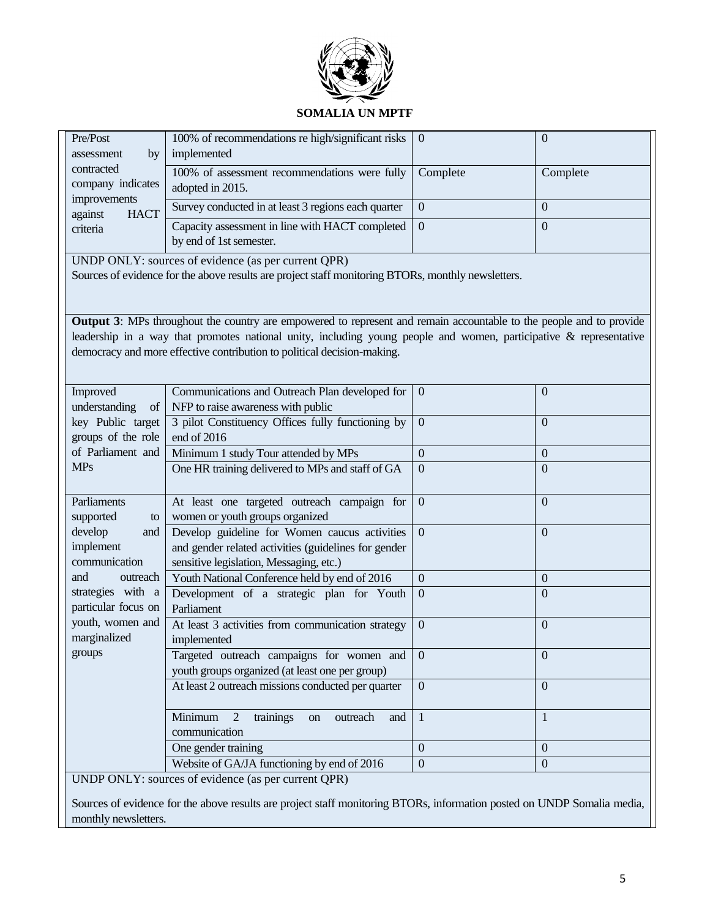| Pre/Post assessment by contracted company indicates improvements against HACT criteria | 100% of recommendations re high/significant risks implemented | 0 | 0 |
|---|---|---|---|
| | 100% of assessment recommendations were fully adopted in 2015. | Complete | Complete |
| | Survey conducted in at least 3 regions each quarter | 0 | 0 |
| | Capacity assessment in line with HACT completed by end of 1st semester. | 0 | 0 |

UNDP ONLY: sources of evidence (as per current QPR)
Sources of evidence for the above results are project staff monitoring BTORs, monthly newsletters.

**Output 3**: MPs throughout the country are empowered to represent and remain accountable to the people and to provide leadership in a way that promotes national unity, including young people and women, participative & representative democracy and more effective contribution to political decision-making.

| Improved understanding of key Public target groups of the role of Parliament and MPs | Communications and Outreach Plan developed for NFP to raise awareness with public | 0 | 0 |
|---|---|---|---|
| | 3 pilot Constituency Offices fully functioning by end of 2016 | 0 | 0 |
| | Minimum 1 study Tour attended by MPs | 0 | 0 |
| | One HR training delivered to MPs and staff of GA | 0 | 0 |
| Parliaments supported to develop and implement communication and outreach strategies with a particular focus on youth, women and marginalized groups | At least one targeted outreach campaign for women or youth groups organized | 0 | 0 |
| | Develop guideline for Women caucus activities and gender related activities (guidelines for gender sensitive legislation, Messaging, etc.) | 0 | 0 |
| | Youth National Conference held by end of 2016 | 0 | 0 |
| | Development of a strategic plan for Youth Parliament | 0 | 0 |
| | At least 3 activities from communication strategy implemented | 0 | 0 |
| | Targeted outreach campaigns for women and youth groups organized (at least one per group) | 0 | 0 |
| | At least 2 outreach missions conducted per quarter | 0 | 0 |
| | Minimum 2 trainings on outreach and communication | 1 | 1 |
| | One gender training | 0 | 0 |
| | Website of GA/JA functioning by end of 2016 | 0 | 0 |

UNDP ONLY: sources of evidence (as per current QPR)

Sources of evidence for the above results are project staff monitoring BTORs, information posted on UNDP Somalia media, monthly newsletters.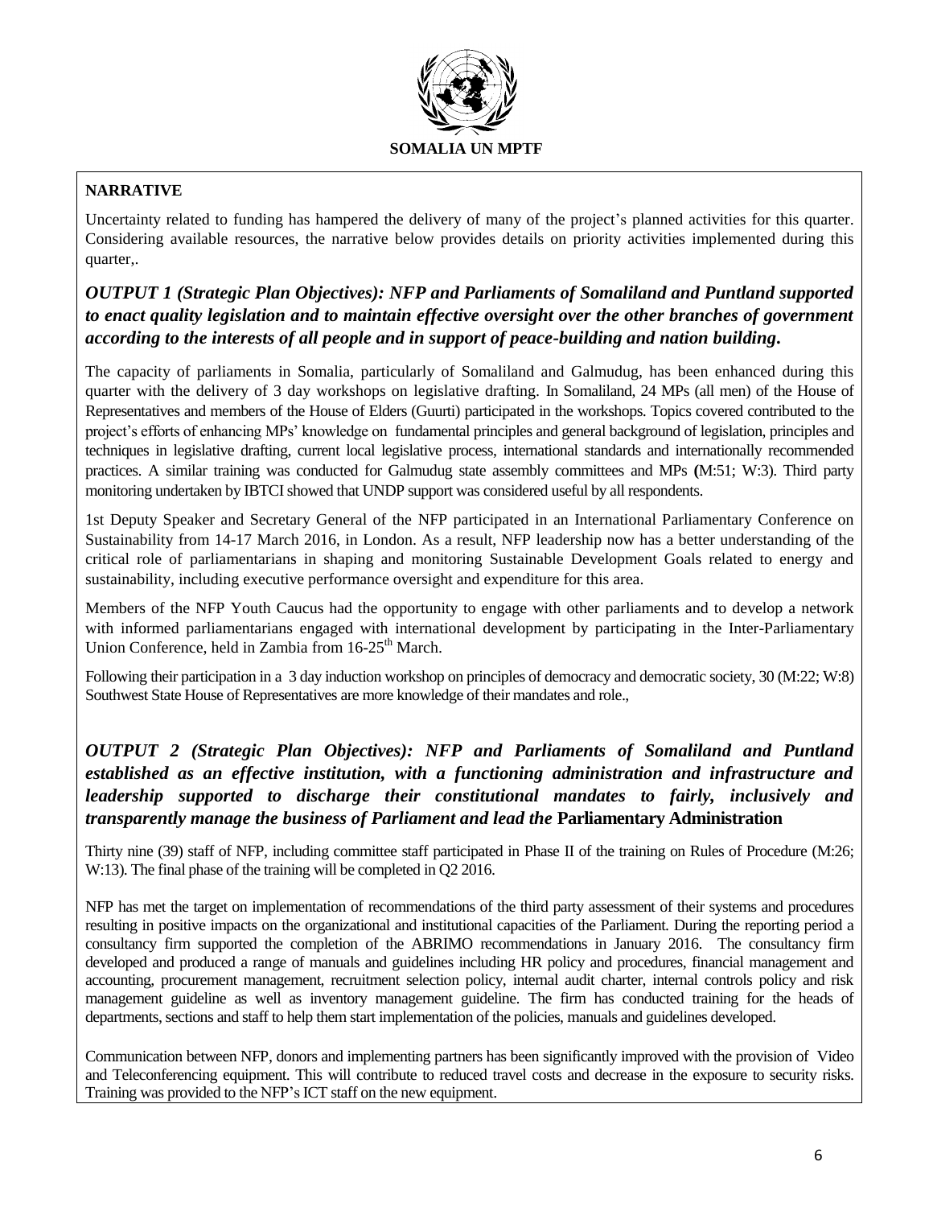**SOMALIA UN MPTF**

**NARRATIVE**

Uncertainty related to funding has hampered the delivery of many of the project's planned activities for this quarter. Considering available resources, the narrative below provides details on priority activities implemented during this quarter,.

### *OUTPUT 1 (Strategic Plan Objectives): NFP and Parliaments of Somaliland and Puntland supported to enact quality legislation and to maintain effective oversight over the other branches of government according to the interests of all people and in support of peace-building and nation building.*

The capacity of parliaments in Somalia, particularly of Somaliland and Galmudug, has been enhanced during this quarter with the delivery of 3 day workshops on legislative drafting. In Somaliland, 24 MPs (all men) of the House of Representatives and members of the House of Elders (Guurti) participated in the workshops. Topics covered contributed to the project's efforts of enhancing MPs' knowledge on fundamental principles and general background of legislation, principles and techniques in legislative drafting, current local legislative process, international standards and internationally recommended practices. A similar training was conducted for Galmudug state assembly committees and MPs **(**M:51; W:3). Third party monitoring undertaken by IBTCI showed that UNDP support was considered useful by all respondents.

1st Deputy Speaker and Secretary General of the NFP participated in an International Parliamentary Conference on Sustainability from 14-17 March 2016, in London. As a result, NFP leadership now has a better understanding of the critical role of parliamentarians in shaping and monitoring Sustainable Development Goals related to energy and sustainability, including executive performance oversight and expenditure for this area.

Members of the NFP Youth Caucus had the opportunity to engage with other parliaments and to develop a network with informed parliamentarians engaged with international development by participating in the Inter-Parliamentary Union Conference, held in Zambia from 16-25th March.

Following their participation in a 3 day induction workshop on principles of democracy and democratic society, 30 (M:22; W:8) Southwest State House of Representatives are more knowledge of their mandates and role.,

### *OUTPUT 2 (Strategic Plan Objectives): NFP and Parliaments of Somaliland and Puntland established as an effective institution, with a functioning administration and infrastructure and leadership supported to discharge their constitutional mandates to fairly, inclusively and transparently manage the business of Parliament and lead the* **Parliamentary Administration**

Thirty nine (39) staff of NFP, including committee staff participated in Phase II of the training on Rules of Procedure (M:26; W:13). The final phase of the training will be completed in Q2 2016.

NFP has met the target on implementation of recommendations of the third party assessment of their systems and procedures resulting in positive impacts on the organizational and institutional capacities of the Parliament. During the reporting period a consultancy firm supported the completion of the ABRIMO recommendations in January 2016. The consultancy firm developed and produced a range of manuals and guidelines including HR policy and procedures, financial management and accounting, procurement management, recruitment selection policy, internal audit charter, internal controls policy and risk management guideline as well as inventory management guideline. The firm has conducted training for the heads of departments, sections and staff to help them start implementation of the policies, manuals and guidelines developed.

Communication between NFP, donors and implementing partners has been significantly improved with the provision of Video and Teleconferencing equipment. This will contribute to reduced travel costs and decrease in the exposure to security risks. Training was provided to the NFP's ICT staff on the new equipment.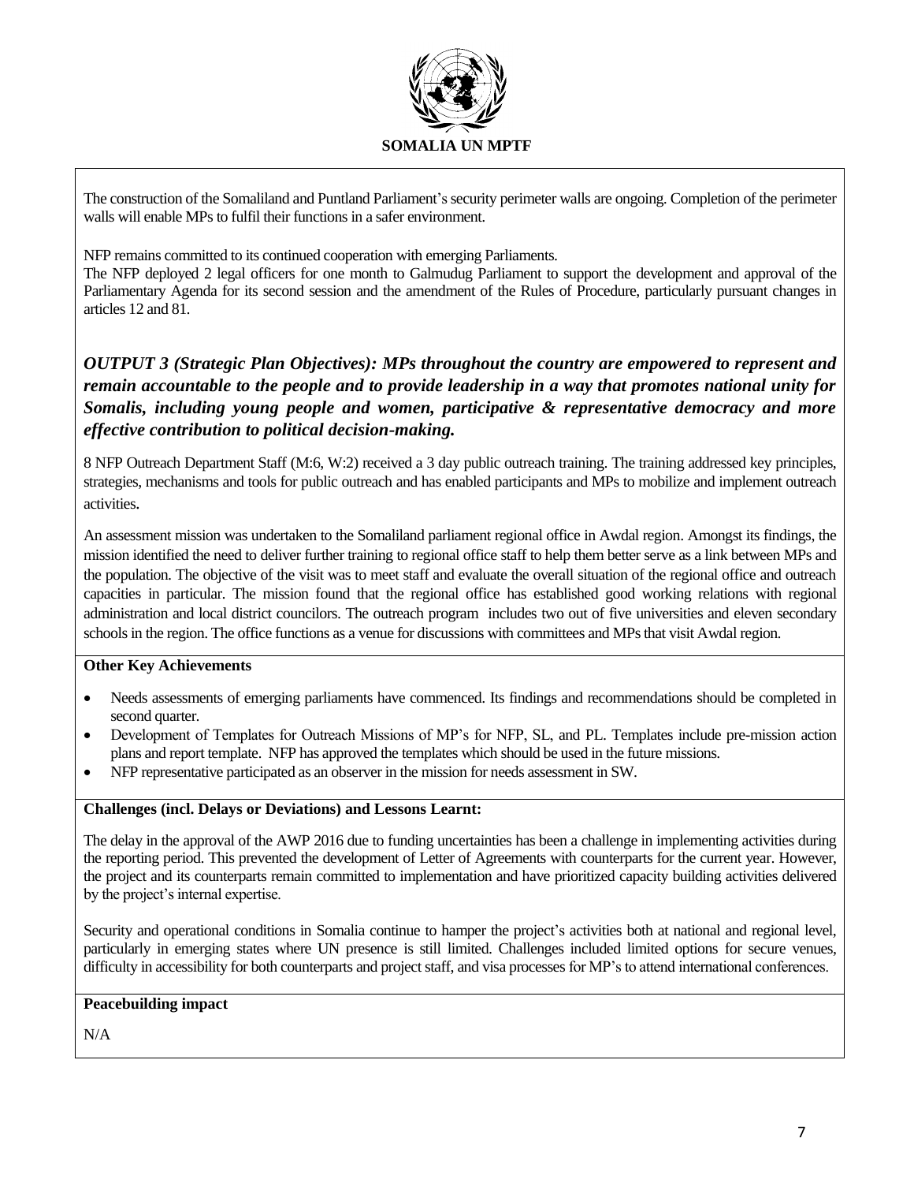The construction of the Somaliland and Puntland Parliament's security perimeter walls are ongoing. Completion of the perimeter walls will enable MPs to fulfil their functions in a safer environment.

NFP remains committed to its continued cooperation with emerging Parliaments.
The NFP deployed 2 legal officers for one month to Galmudug Parliament to support the development and approval of the Parliamentary Agenda for its second session and the amendment of the Rules of Procedure, particularly pursuant changes in articles 12 and 81.

### *OUTPUT 3 (Strategic Plan Objectives): MPs throughout the country are empowered to represent and remain accountable to the people and to provide leadership in a way that promotes national unity for Somalis, including young people and women, participative & representative democracy and more effective contribution to political decision-making.*

8 NFP Outreach Department Staff (M:6, W:2) received a 3 day public outreach training. The training addressed key principles, strategies, mechanisms and tools for public outreach and has enabled participants and MPs to mobilize and implement outreach activities.

An assessment mission was undertaken to the Somaliland parliament regional office in Awdal region. Amongst its findings, the mission identified the need to deliver further training to regional office staff to help them better serve as a link between MPs and the population. The objective of the visit was to meet staff and evaluate the overall situation of the regional office and outreach capacities in particular. The mission found that the regional office has established good working relations with regional administration and local district councilors. The outreach program includes two out of five universities and eleven secondary schools in the region. The office functions as a venue for discussions with committees and MPs that visit Awdal region.

**Other Key Achievements**

- Needs assessments of emerging parliaments have commenced. Its findings and recommendations should be completed in second quarter.
- Development of Templates for Outreach Missions of MP's for NFP, SL, and PL. Templates include pre-mission action plans and report template. NFP has approved the templates which should be used in the future missions.
- NFP representative participated as an observer in the mission for needs assessment in SW.

**Challenges (incl. Delays or Deviations) and Lessons Learnt:**

The delay in the approval of the AWP 2016 due to funding uncertainties has been a challenge in implementing activities during the reporting period. This prevented the development of Letter of Agreements with counterparts for the current year. However, the project and its counterparts remain committed to implementation and have prioritized capacity building activities delivered by the project's internal expertise.

Security and operational conditions in Somalia continue to hamper the project's activities both at national and regional level, particularly in emerging states where UN presence is still limited. Challenges included limited options for secure venues, difficulty in accessibility for both counterparts and project staff, and visa processes for MP's to attend international conferences.

**Peacebuilding impact**

N/A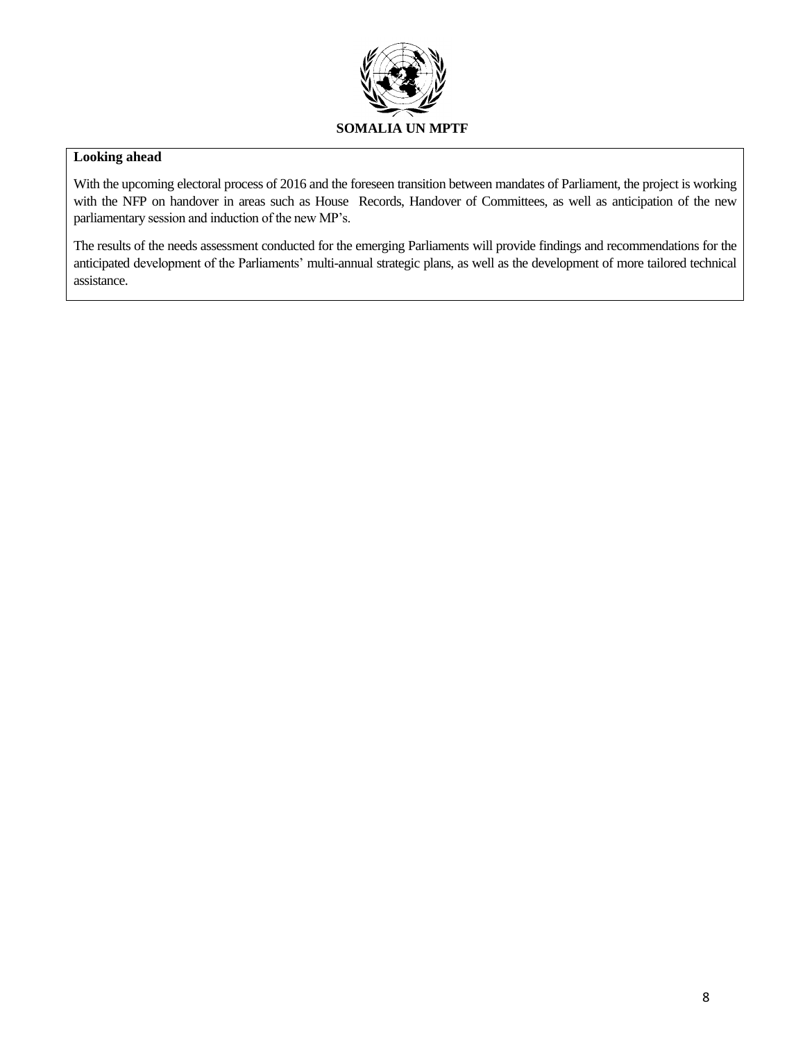**Looking ahead**

With the upcoming electoral process of 2016 and the foreseen transition between mandates of Parliament, the project is working with the NFP on handover in areas such as House Records, Handover of Committees, as well as anticipation of the new parliamentary session and induction of the new MP's.

The results of the needs assessment conducted for the emerging Parliaments will provide findings and recommendations for the anticipated development of the Parliaments' multi-annual strategic plans, as well as the development of more tailored technical assistance.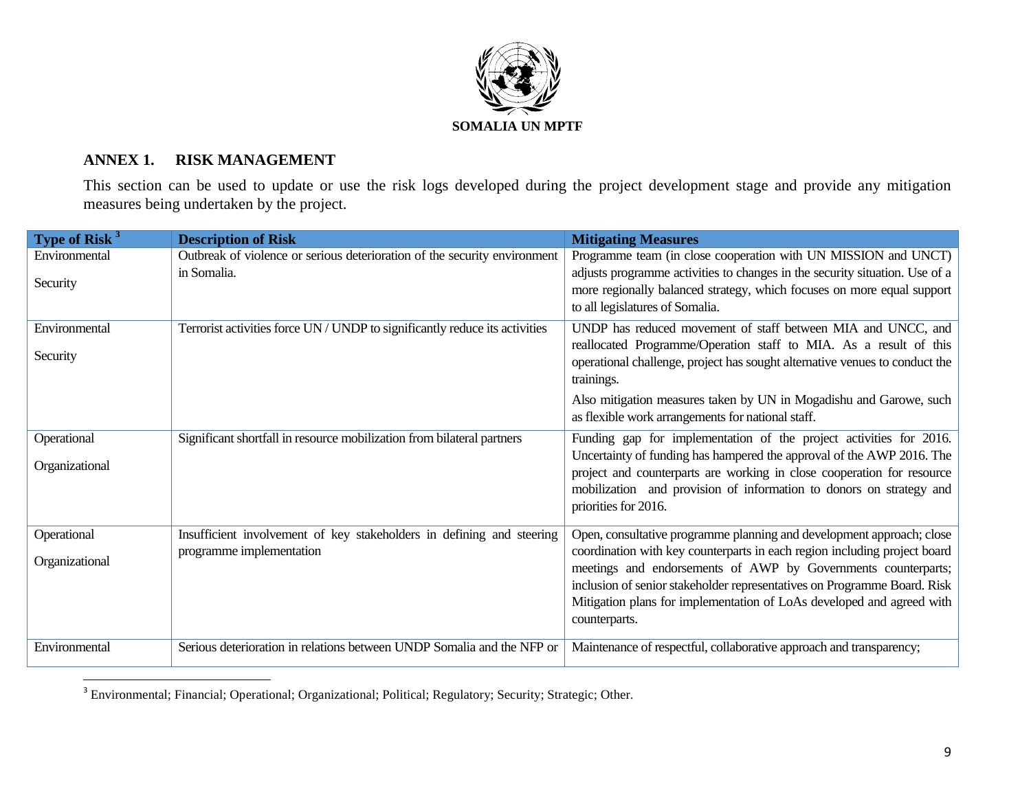**SOMALIA UN MPTF**

## ANNEX 1. RISK MANAGEMENT

This section can be used to update or use the risk logs developed during the project development stage and provide any mitigation measures being undertaken by the project.

| Type of Risk [3] | Description of Risk | Mitigating Measures |
|---|---|---|
| Environmental<br><br>Security | Outbreak of violence or serious deterioration of the security environment in Somalia. | Programme team (in close cooperation with UN MISSION and UNCT) adjusts programme activities to changes in the security situation. Use of a more regionally balanced strategy, which focuses on more equal support to all legislatures of Somalia. |
| Environmental<br><br>Security | Terrorist activities force UN / UNDP to significantly reduce its activities | UNDP has reduced movement of staff between MIA and UNCC, and reallocated Programme/Operation staff to MIA. As a result of this operational challenge, project has sought alternative venues to conduct the trainings.<br><br>Also mitigation measures taken by UN in Mogadishu and Garowe, such as flexible work arrangements for national staff. |
| Operational<br><br>Organizational | Significant shortfall in resource mobilization from bilateral partners | Funding gap for implementation of the project activities for 2016. Uncertainty of funding has hampered the approval of the AWP 2016. The project and counterparts are working in close cooperation for resource mobilization and provision of information to donors on strategy and priorities for 2016. |
| Operational<br><br>Organizational | Insufficient involvement of key stakeholders in defining and steering programme implementation | Open, consultative programme planning and development approach; close coordination with key counterparts in each region including project board meetings and endorsements of AWP by Governments counterparts; inclusion of senior stakeholder representatives on Programme Board. Risk Mitigation plans for implementation of LoAs developed and agreed with counterparts. |
| Environmental | Serious deterioration in relations between UNDP Somalia and the NFP or | Maintenance of respectful, collaborative approach and transparency; |

[3] Environmental; Financial; Operational; Organizational; Political; Regulatory; Security; Strategic; Other.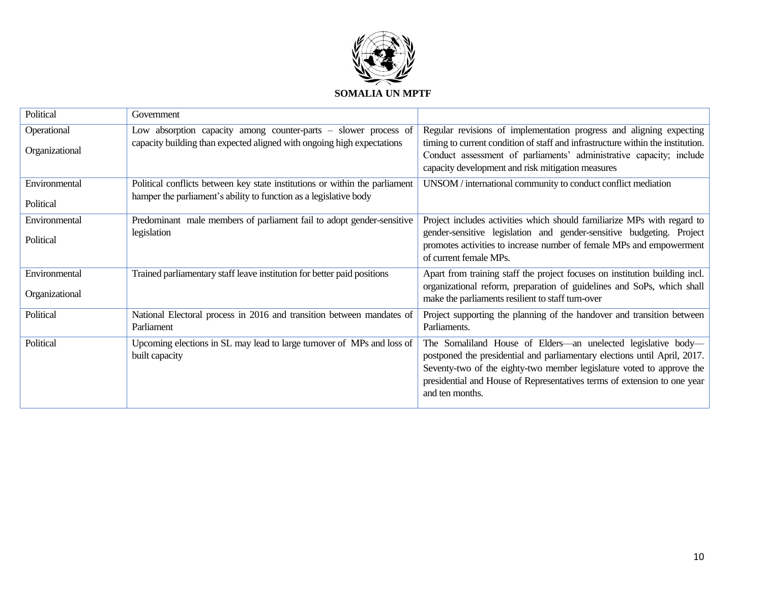**SOMALIA UN MPTF**

| | | |
|---|---|---|
| Political | Government | |
| Operational<br>Organizational | Low absorption capacity among counter-parts – slower process of capacity building than expected aligned with ongoing high expectations | Regular revisions of implementation progress and aligning expecting timing to current condition of staff and infrastructure within the institution. Conduct assessment of parliaments' administrative capacity; include capacity development and risk mitigation measures |
| Environmental<br>Political | Political conflicts between key state institutions or within the parliament hamper the parliament's ability to function as a legislative body | UNSOM / international community to conduct conflict mediation |
| Environmental<br>Political | Predominant male members of parliament fail to adopt gender-sensitive legislation | Project includes activities which should familiarize MPs with regard to gender-sensitive legislation and gender-sensitive budgeting. Project promotes activities to increase number of female MPs and empowerment of current female MPs. |
| Environmental<br>Organizational | Trained parliamentary staff leave institution for better paid positions | Apart from training staff the project focuses on institution building incl. organizational reform, preparation of guidelines and SoPs, which shall make the parliaments resilient to staff turn-over |
| Political | National Electoral process in 2016 and transition between mandates of Parliament | Project supporting the planning of the handover and transition between Parliaments. |
| Political | Upcoming elections in SL may lead to large turnover of MPs and loss of built capacity | The Somaliland House of Elders—an unelected legislative body—postponed the presidential and parliamentary elections until April, 2017. Seventy-two of the eighty-two member legislature voted to approve the presidential and House of Representatives terms of extension to one year and ten months. |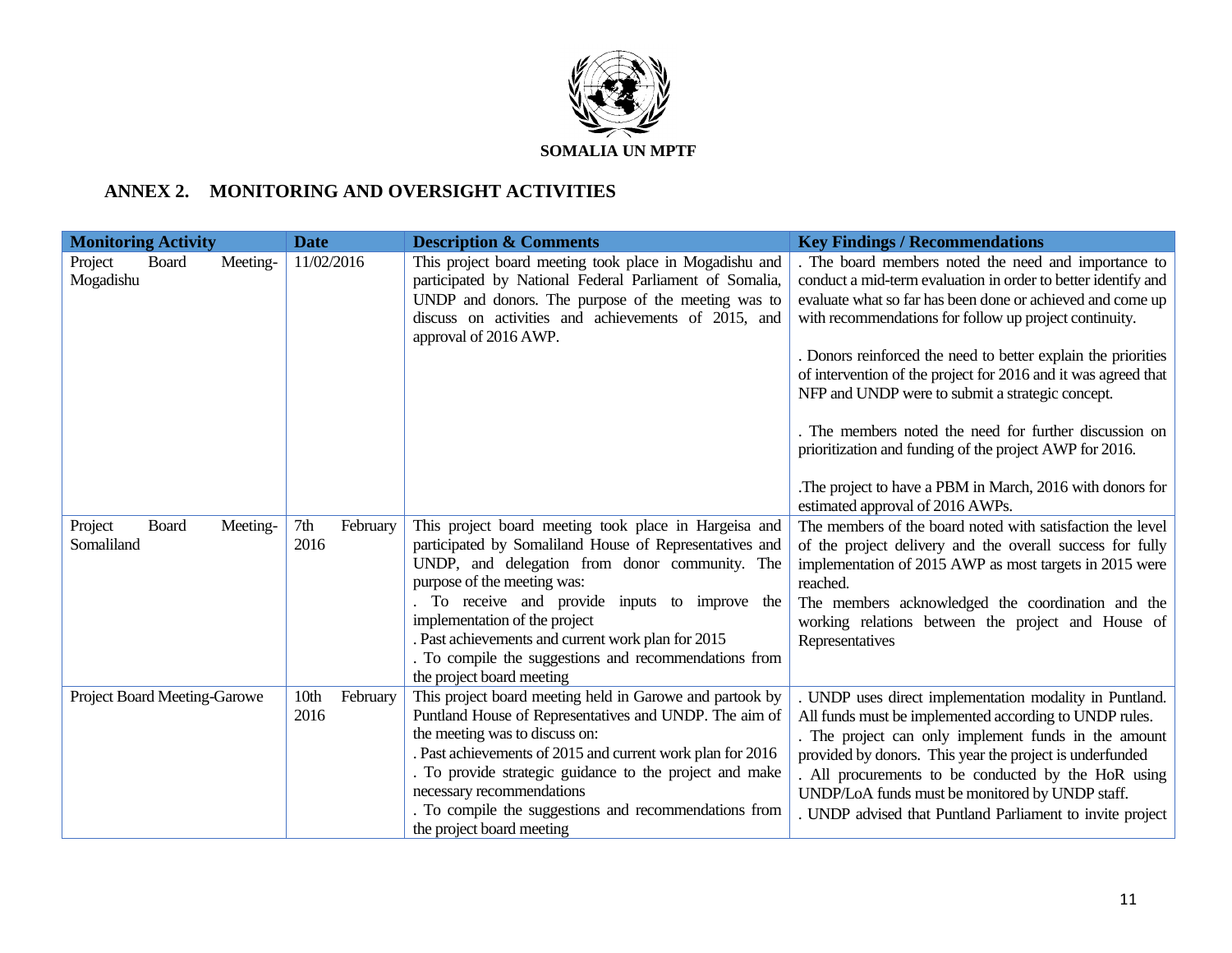**SOMALIA UN MPTF**

## ANNEX 2. MONITORING AND OVERSIGHT ACTIVITIES

| Monitoring Activity | Date | Description & Comments | Key Findings / Recommendations |
|---|---|---|---|
| Project Board Meeting-Mogadishu | 11/02/2016 | This project board meeting took place in Mogadishu and participated by National Federal Parliament of Somalia, UNDP and donors. The purpose of the meeting was to discuss on activities and achievements of 2015, and approval of 2016 AWP. | . The board members noted the need and importance to conduct a mid-term evaluation in order to better identify and evaluate what so far has been done or achieved and come up with recommendations for follow up project continuity.<br><br>. Donors reinforced the need to better explain the priorities of intervention of the project for 2016 and it was agreed that NFP and UNDP were to submit a strategic concept.<br><br>. The members noted the need for further discussion on prioritization and funding of the project AWP for 2016.<br><br>.The project to have a PBM in March, 2016 with donors for estimated approval of 2016 AWPs. |
| Project Board Meeting-Somaliland | 7th February 2016 | This project board meeting took place in Hargeisa and participated by Somaliland House of Representatives and UNDP, and delegation from donor community. The purpose of the meeting was:<br>. To receive and provide inputs to improve the implementation of the project<br>. Past achievements and current work plan for 2015<br>. To compile the suggestions and recommendations from the project board meeting | The members of the board noted with satisfaction the level of the project delivery and the overall success for fully implementation of 2015 AWP as most targets in 2015 were reached.<br>The members acknowledged the coordination and the working relations between the project and House of Representatives |
| Project Board Meeting-Garowe | 10th February 2016 | This project board meeting held in Garowe and partook by Puntland House of Representatives and UNDP. The aim of the meeting was to discuss on:<br>. Past achievements of 2015 and current work plan for 2016<br>. To provide strategic guidance to the project and make necessary recommendations<br>. To compile the suggestions and recommendations from the project board meeting | . UNDP uses direct implementation modality in Puntland. All funds must be implemented according to UNDP rules.<br>. The project can only implement funds in the amount provided by donors. This year the project is underfunded<br>. All procurements to be conducted by the HoR using UNDP/LoA funds must be monitored by UNDP staff.<br>. UNDP advised that Puntland Parliament to invite project |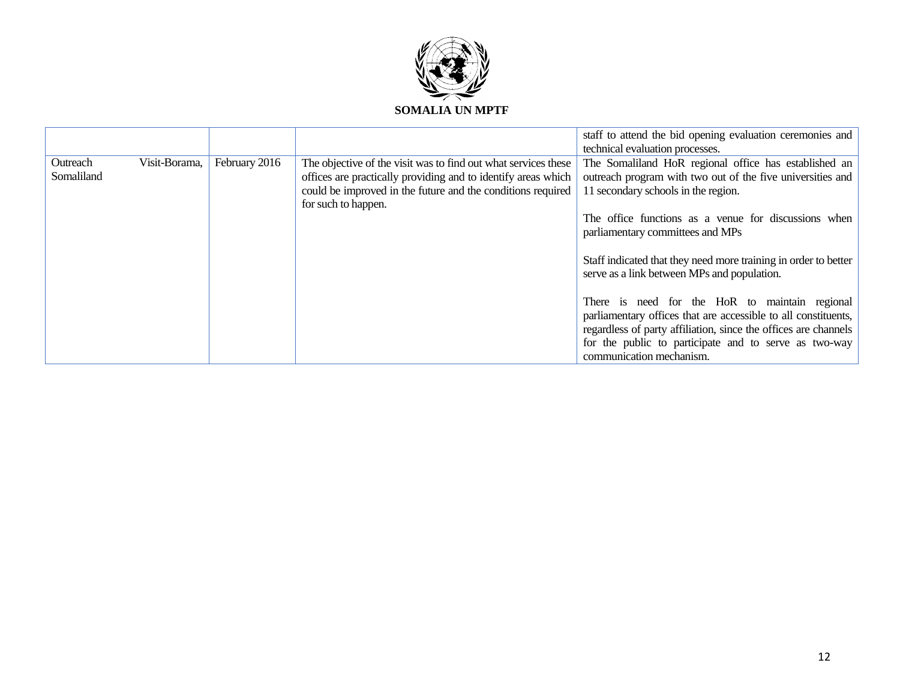**SOMALIA UN MPTF**

| | | | |
|---|---|---|---|
| | | | staff to attend the bid opening evaluation ceremonies and technical evaluation processes. |
| Outreach Visit-Borama, Somaliland | February 2016 | The objective of the visit was to find out what services these offices are practically providing and to identify areas which could be improved in the future and the conditions required for such to happen. | The Somaliland HoR regional office has established an outreach program with two out of the five universities and 11 secondary schools in the region.<br><br>The office functions as a venue for discussions when parliamentary committees and MPs<br><br>Staff indicated that they need more training in order to better serve as a link between MPs and population.<br><br>There is need for the HoR to maintain regional parliamentary offices that are accessible to all constituents, regardless of party affiliation, since the offices are channels for the public to participate and to serve as two-way communication mechanism. |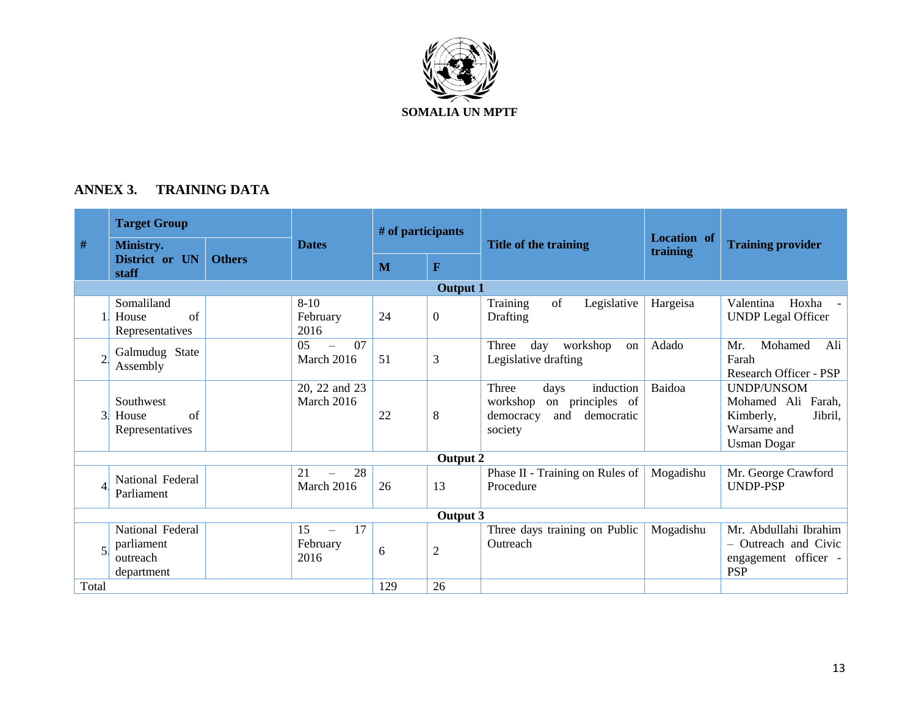**SOMALIA UN MPTF**

## ANNEX 3. TRAINING DATA

| # | Target Group | | Dates | # of participants | | Title of the training | Location of training | Training provider |
|---|---|---|---|---|---|---|---|---|
| | Ministry. District or UN staff | Others | | M | F | | | |
| | | | | **Output 1** | | | | |
| 1. | Somaliland House of Representatives | | 8-10 February 2016 | 24 | 0 | Training of Legislative Drafting | Hargeisa | Valentina Hoxha - UNDP Legal Officer |
| 2. | Galmudug State Assembly | | 05 – 07 March 2016 | 51 | 3 | Three day workshop on Legislative drafting | Adado | Mr. Mohamed Ali Farah Research Officer - PSP |
| 3. | Southwest House of Representatives | | 20, 22 and 23 March 2016 | 22 | 8 | Three days induction workshop on principles of democracy and democratic society | Baidoa | UNDP/UNSOM Mohamed Ali Farah, Kimberly, Jibril, Warsame and Usman Dogar |
| | | | | **Output 2** | | | | |
| 4. | National Federal Parliament | | 21 – 28 March 2016 | 26 | 13 | Phase II - Training on Rules of Procedure | Mogadishu | Mr. George Crawford UNDP-PSP |
| | | | | **Output 3** | | | | |
| 5. | National Federal parliament outreach department | | 15 – 17 February 2016 | 6 | 2 | Three days training on Public Outreach | Mogadishu | Mr. Abdullahi Ibrahim – Outreach and Civic engagement officer - PSP |
| Total | | | | 129 | 26 | | | |